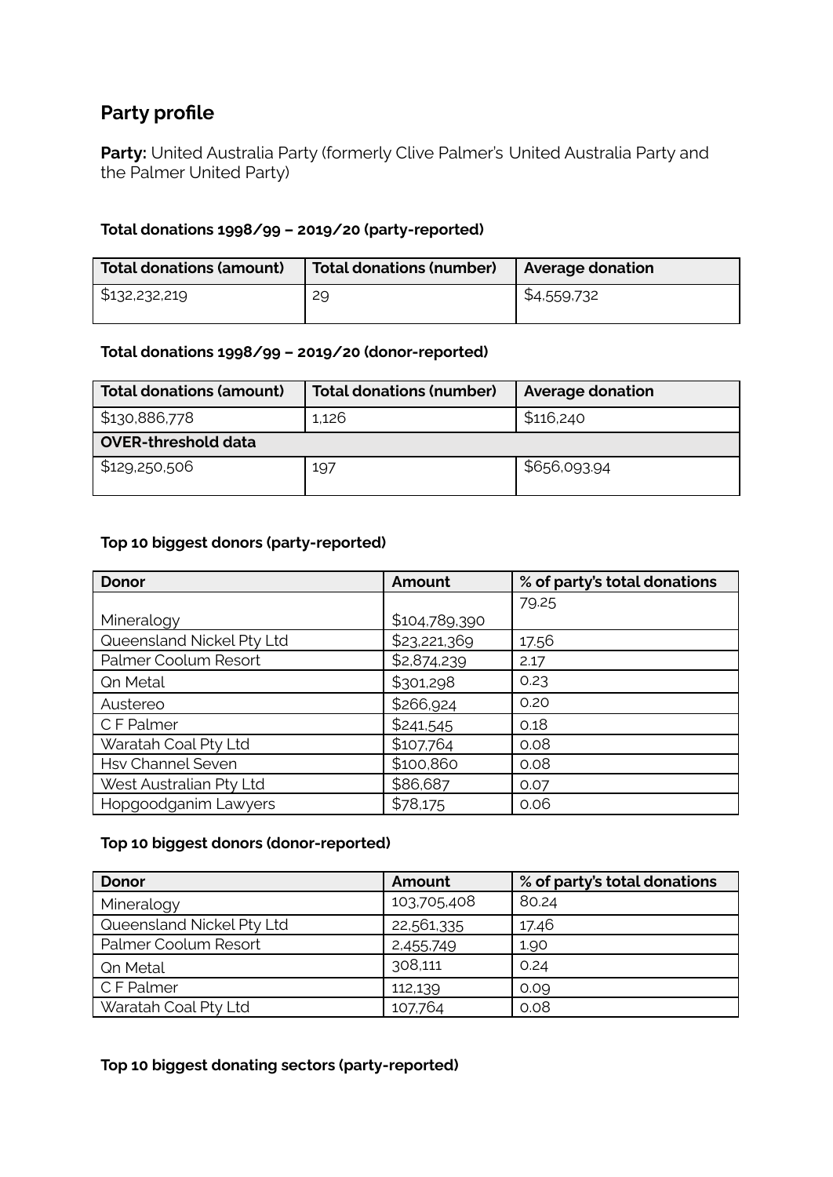## Party profile

**Party:** United Australia Party (formerly Clive Palmer's United Australia Party and the Palmer United Party)

### Total donations 1998/99 – 2019/20 (party-reported)

| Total donations (amount) | Total donations (number) | Average donation |
|---|---|---|
| $132,232,219 | 29 | $4,559,732 |

### Total donations 1998/99 – 2019/20 (donor-reported)

| Total donations (amount) | Total donations (number) | Average donation |
|---|---|---|
| $130,886,778 | 1,126 | $116,240 |
| **OVER-threshold data** | | |
| $129,250,506 | 197 | $656,093.94 |

### Top 10 biggest donors (party-reported)

| Donor | Amount | % of party's total donations |
|---|---|---|
| Mineralogy | $104,789,390 | 79.25 |
| Queensland Nickel Pty Ltd | $23,221,369 | 17.56 |
| Palmer Coolum Resort | $2,874,239 | 2.17 |
| Qn Metal | $301,298 | 0.23 |
| Austereo | $266,924 | 0.20 |
| C F Palmer | $241,545 | 0.18 |
| Waratah Coal Pty Ltd | $107,764 | 0.08 |
| Hsv Channel Seven | $100,860 | 0.08 |
| West Australian Pty Ltd | $86,687 | 0.07 |
| Hopgoodganim Lawyers | $78,175 | 0.06 |

### Top 10 biggest donors (donor-reported)

| Donor | Amount | % of party's total donations |
|---|---|---|
| Mineralogy | 103,705,408 | 80.24 |
| Queensland Nickel Pty Ltd | 22,561,335 | 17.46 |
| Palmer Coolum Resort | 2,455,749 | 1.90 |
| Qn Metal | 308,111 | 0.24 |
| C F Palmer | 112,139 | 0.09 |
| Waratah Coal Pty Ltd | 107,764 | 0.08 |

### Top 10 biggest donating sectors (party-reported)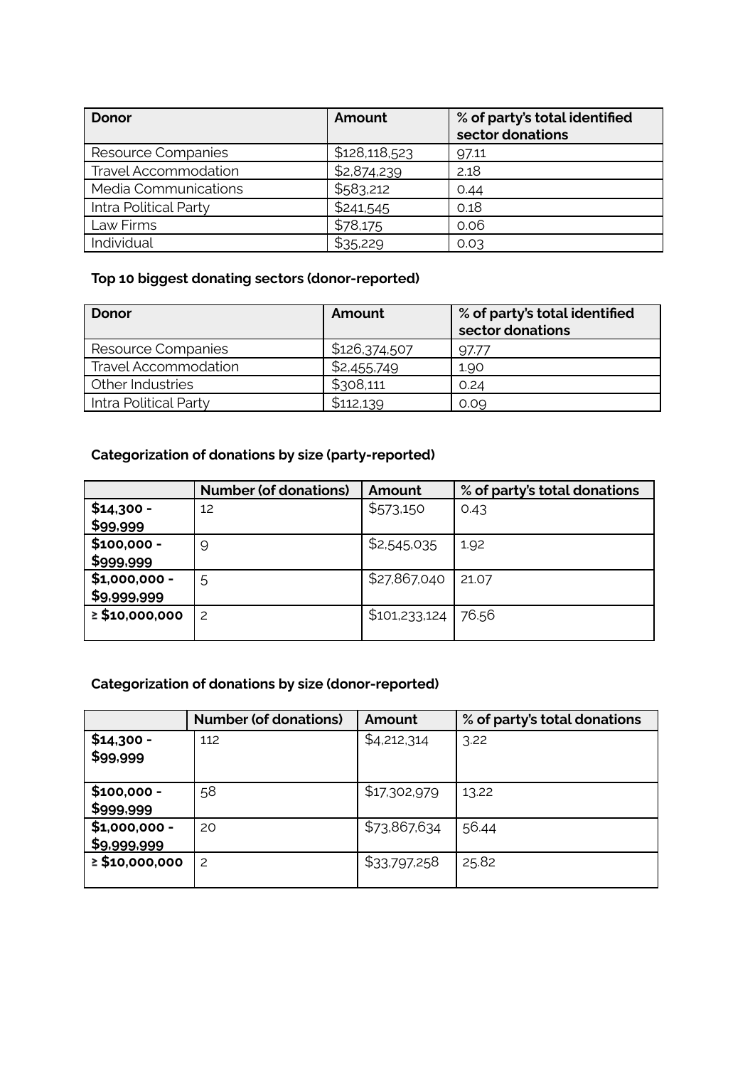| Donor | Amount | % of party's total identified sector donations |
|---|---|---|
| Resource Companies | $128,118,523 | 97.11 |
| Travel Accommodation | $2,874,239 | 2.18 |
| Media Communications | $583,212 | 0.44 |
| Intra Political Party | $241,545 | 0.18 |
| Law Firms | $78,175 | 0.06 |
| Individual | $35,229 | 0.03 |

**Top 10 biggest donating sectors (donor-reported)**

| Donor | Amount | % of party's total identified sector donations |
|---|---|---|
| Resource Companies | $126,374,507 | 97.77 |
| Travel Accommodation | $2,455,749 | 1.90 |
| Other Industries | $308,111 | 0.24 |
| Intra Political Party | $112,139 | 0.09 |

**Categorization of donations by size (party-reported)**

| | Number (of donations) | Amount | % of party's total donations |
|---|---|---|---|
| **$14,300 - $99,999** | 12 | $573,150 | 0.43 |
| **$100,000 - $999,999** | 9 | $2,545,035 | 1.92 |
| **$1,000,000 - $9,999,999** | 5 | $27,867,040 | 21.07 |
| **≥ $10,000,000** | 2 | $101,233,124 | 76.56 |

**Categorization of donations by size (donor-reported)**

| | Number (of donations) | Amount | % of party's total donations |
|---|---|---|---|
| **$14,300 - $99,999** | 112 | $4,212,314 | 3.22 |
| **$100,000 - $999,999** | 58 | $17,302,979 | 13.22 |
| **$1,000,000 - $9,999,999** | 20 | $73,867,634 | 56.44 |
| **≥ $10,000,000** | 2 | $33,797,258 | 25.82 |